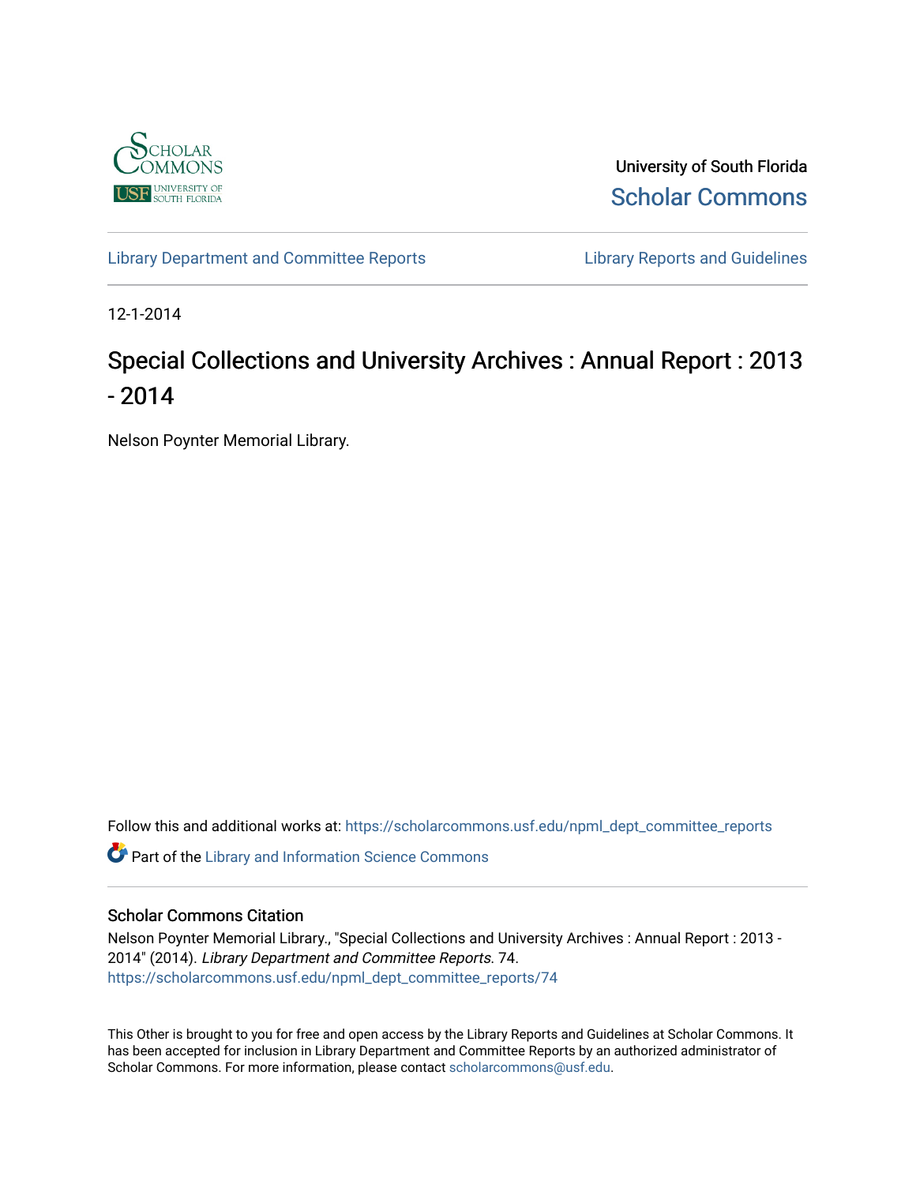University of South Florida

Scholar Commons

Library Department and Committee Reports

Library Reports and Guidelines

12-1-2014

# Special Collections and University Archives : Annual Report : 2013 - 2014

Nelson Poynter Memorial Library.

Follow this and additional works at: https://scholarcommons.usf.edu/npml_dept_committee_reports

Part of the Library and Information Science Commons

## Scholar Commons Citation

Nelson Poynter Memorial Library., "Special Collections and University Archives : Annual Report : 2013 - 2014" (2014). *Library Department and Committee Reports*. 74.
https://scholarcommons.usf.edu/npml_dept_committee_reports/74

This Other is brought to you for free and open access by the Library Reports and Guidelines at Scholar Commons. It has been accepted for inclusion in Library Department and Committee Reports by an authorized administrator of Scholar Commons. For more information, please contact scholarcommons@usf.edu.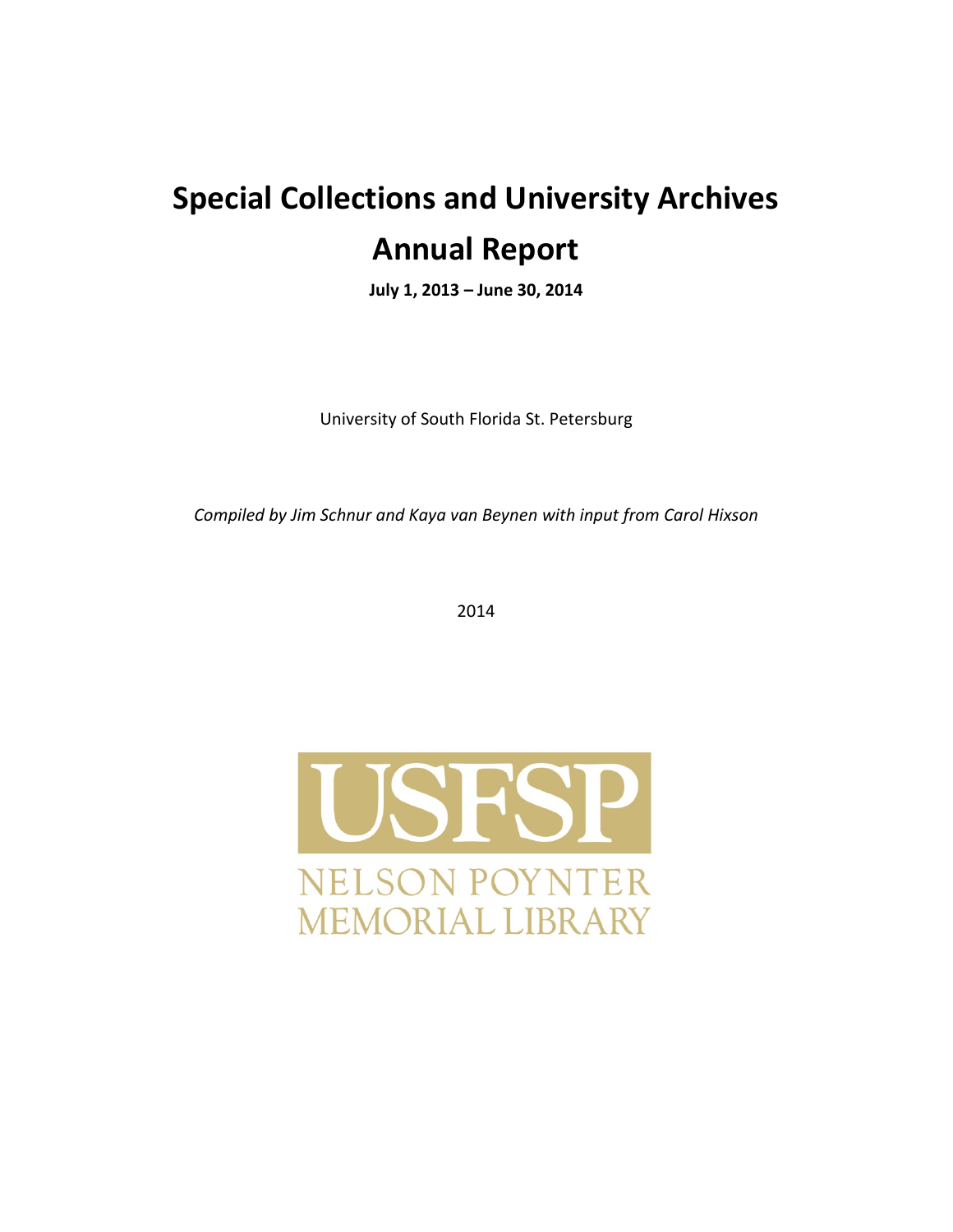# Special Collections and University Archives

# Annual Report

**July 1, 2013 – June 30, 2014**

University of South Florida St. Petersburg

*Compiled by Jim Schnur and Kaya van Beynen with input from Carol Hixson*

2014

USFSP

NELSON POYNTER MEMORIAL LIBRARY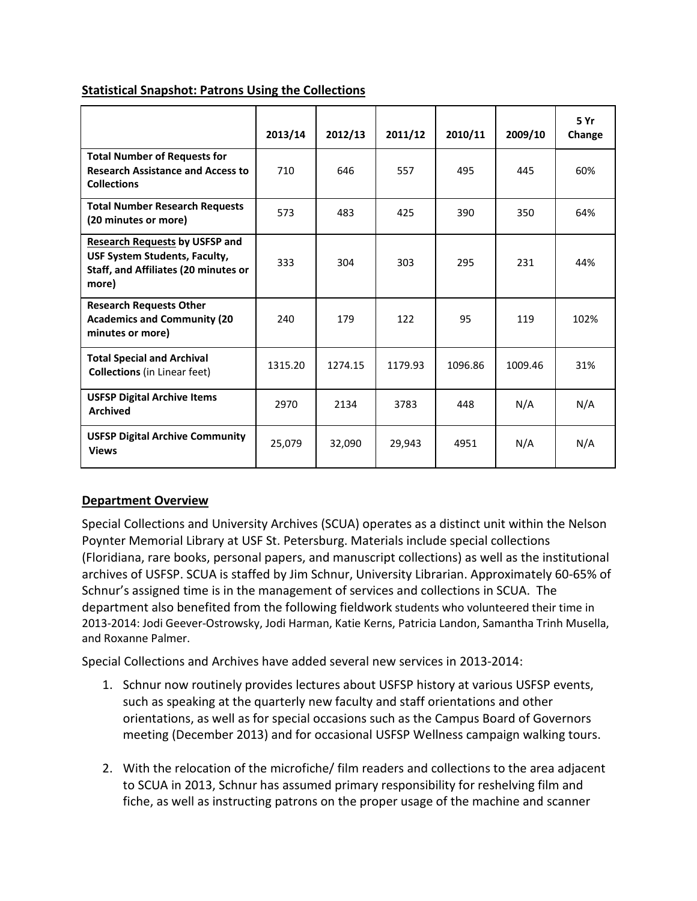**Statistical Snapshot: Patrons Using the Collections**

| | 2013/14 | 2012/13 | 2011/12 | 2010/11 | 2009/10 | 5 Yr Change |
|---|---|---|---|---|---|---|
| **Total Number of Requests for Research Assistance and Access to Collections** | 710 | 646 | 557 | 495 | 445 | 60% |
| **Total Number Research Requests (20 minutes or more)** | 573 | 483 | 425 | 390 | 350 | 64% |
| **Research Requests by USFSP and USF System Students, Faculty, Staff, and Affiliates (20 minutes or more)** | 333 | 304 | 303 | 295 | 231 | 44% |
| **Research Requests Other Academics and Community (20 minutes or more)** | 240 | 179 | 122 | 95 | 119 | 102% |
| **Total Special and Archival Collections** (in Linear feet) | 1315.20 | 1274.15 | 1179.93 | 1096.86 | 1009.46 | 31% |
| **USFSP Digital Archive Items Archived** | 2970 | 2134 | 3783 | 448 | N/A | N/A |
| **USFSP Digital Archive Community Views** | 25,079 | 32,090 | 29,943 | 4951 | N/A | N/A |

## Department Overview

Special Collections and University Archives (SCUA) operates as a distinct unit within the Nelson Poynter Memorial Library at USF St. Petersburg. Materials include special collections (Floridiana, rare books, personal papers, and manuscript collections) as well as the institutional archives of USFSP. SCUA is staffed by Jim Schnur, University Librarian. Approximately 60-65% of Schnur's assigned time is in the management of services and collections in SCUA. The department also benefited from the following fieldwork students who volunteered their time in 2013-2014: Jodi Geever-Ostrowsky, Jodi Harman, Katie Kerns, Patricia Landon, Samantha Trinh Musella, and Roxanne Palmer.

Special Collections and Archives have added several new services in 2013-2014:

1. Schnur now routinely provides lectures about USFSP history at various USFSP events, such as speaking at the quarterly new faculty and staff orientations and other orientations, as well as for special occasions such as the Campus Board of Governors meeting (December 2013) and for occasional USFSP Wellness campaign walking tours.

2. With the relocation of the microfiche/ film readers and collections to the area adjacent to SCUA in 2013, Schnur has assumed primary responsibility for reshelving film and fiche, as well as instructing patrons on the proper usage of the machine and scanner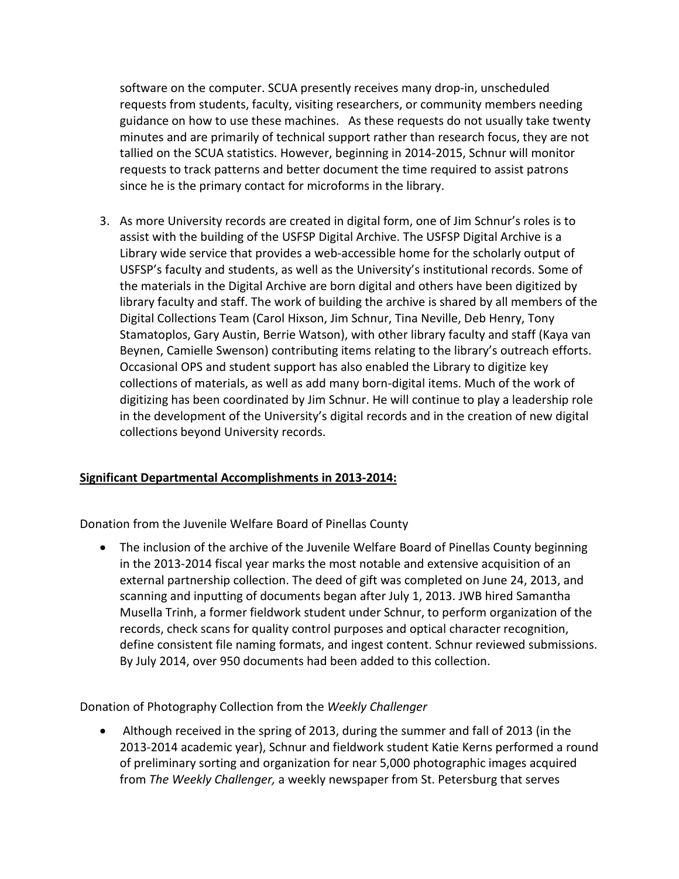software on the computer. SCUA presently receives many drop-in, unscheduled requests from students, faculty, visiting researchers, or community members needing guidance on how to use these machines. As these requests do not usually take twenty minutes and are primarily of technical support rather than research focus, they are not tallied on the SCUA statistics. However, beginning in 2014-2015, Schnur will monitor requests to track patterns and better document the time required to assist patrons since he is the primary contact for microforms in the library.

3. As more University records are created in digital form, one of Jim Schnur's roles is to assist with the building of the USFSP Digital Archive. The USFSP Digital Archive is a Library wide service that provides a web-accessible home for the scholarly output of USFSP's faculty and students, as well as the University's institutional records. Some of the materials in the Digital Archive are born digital and others have been digitized by library faculty and staff. The work of building the archive is shared by all members of the Digital Collections Team (Carol Hixson, Jim Schnur, Tina Neville, Deb Henry, Tony Stamatoplos, Gary Austin, Berrie Watson), with other library faculty and staff (Kaya van Beynen, Camielle Swenson) contributing items relating to the library's outreach efforts. Occasional OPS and student support has also enabled the Library to digitize key collections of materials, as well as add many born-digital items. Much of the work of digitizing has been coordinated by Jim Schnur. He will continue to play a leadership role in the development of the University's digital records and in the creation of new digital collections beyond University records.

## Significant Departmental Accomplishments in 2013-2014:

Donation from the Juvenile Welfare Board of Pinellas County

- The inclusion of the archive of the Juvenile Welfare Board of Pinellas County beginning in the 2013-2014 fiscal year marks the most notable and extensive acquisition of an external partnership collection. The deed of gift was completed on June 24, 2013, and scanning and inputting of documents began after July 1, 2013. JWB hired Samantha Musella Trinh, a former fieldwork student under Schnur, to perform organization of the records, check scans for quality control purposes and optical character recognition, define consistent file naming formats, and ingest content. Schnur reviewed submissions. By July 2014, over 950 documents had been added to this collection.

Donation of Photography Collection from the *Weekly Challenger*

- Although received in the spring of 2013, during the summer and fall of 2013 (in the 2013-2014 academic year), Schnur and fieldwork student Katie Kerns performed a round of preliminary sorting and organization for near 5,000 photographic images acquired from *The Weekly Challenger,* a weekly newspaper from St. Petersburg that serves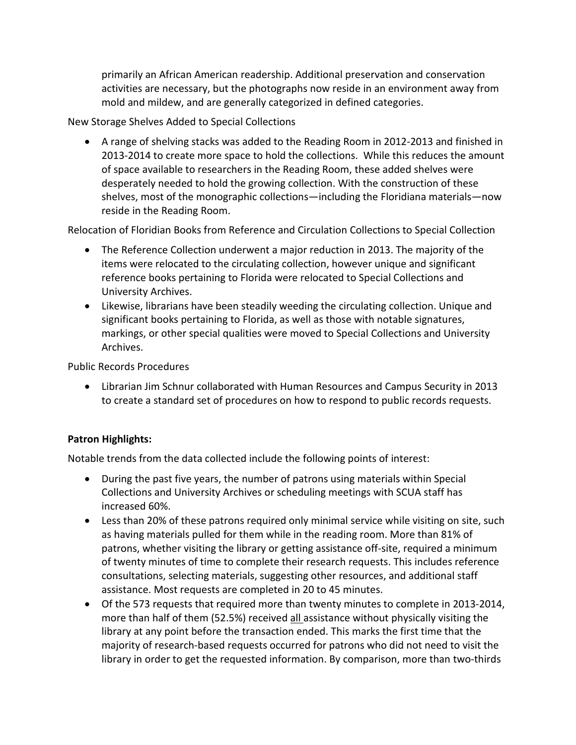primarily an African American readership. Additional preservation and conservation activities are necessary, but the photographs now reside in an environment away from mold and mildew, and are generally categorized in defined categories.

New Storage Shelves Added to Special Collections

- A range of shelving stacks was added to the Reading Room in 2012-2013 and finished in 2013-2014 to create more space to hold the collections. While this reduces the amount of space available to researchers in the Reading Room, these added shelves were desperately needed to hold the growing collection. With the construction of these shelves, most of the monographic collections—including the Floridiana materials—now reside in the Reading Room.

Relocation of Floridian Books from Reference and Circulation Collections to Special Collection

- The Reference Collection underwent a major reduction in 2013. The majority of the items were relocated to the circulating collection, however unique and significant reference books pertaining to Florida were relocated to Special Collections and University Archives.
- Likewise, librarians have been steadily weeding the circulating collection. Unique and significant books pertaining to Florida, as well as those with notable signatures, markings, or other special qualities were moved to Special Collections and University Archives.

Public Records Procedures

- Librarian Jim Schnur collaborated with Human Resources and Campus Security in 2013 to create a standard set of procedures on how to respond to public records requests.

**Patron Highlights:**

Notable trends from the data collected include the following points of interest:

- During the past five years, the number of patrons using materials within Special Collections and University Archives or scheduling meetings with SCUA staff has increased 60%.
- Less than 20% of these patrons required only minimal service while visiting on site, such as having materials pulled for them while in the reading room. More than 81% of patrons, whether visiting the library or getting assistance off-site, required a minimum of twenty minutes of time to complete their research requests. This includes reference consultations, selecting materials, suggesting other resources, and additional staff assistance. Most requests are completed in 20 to 45 minutes.
- Of the 573 requests that required more than twenty minutes to complete in 2013-2014, more than half of them (52.5%) received all assistance without physically visiting the library at any point before the transaction ended. This marks the first time that the majority of research-based requests occurred for patrons who did not need to visit the library in order to get the requested information. By comparison, more than two-thirds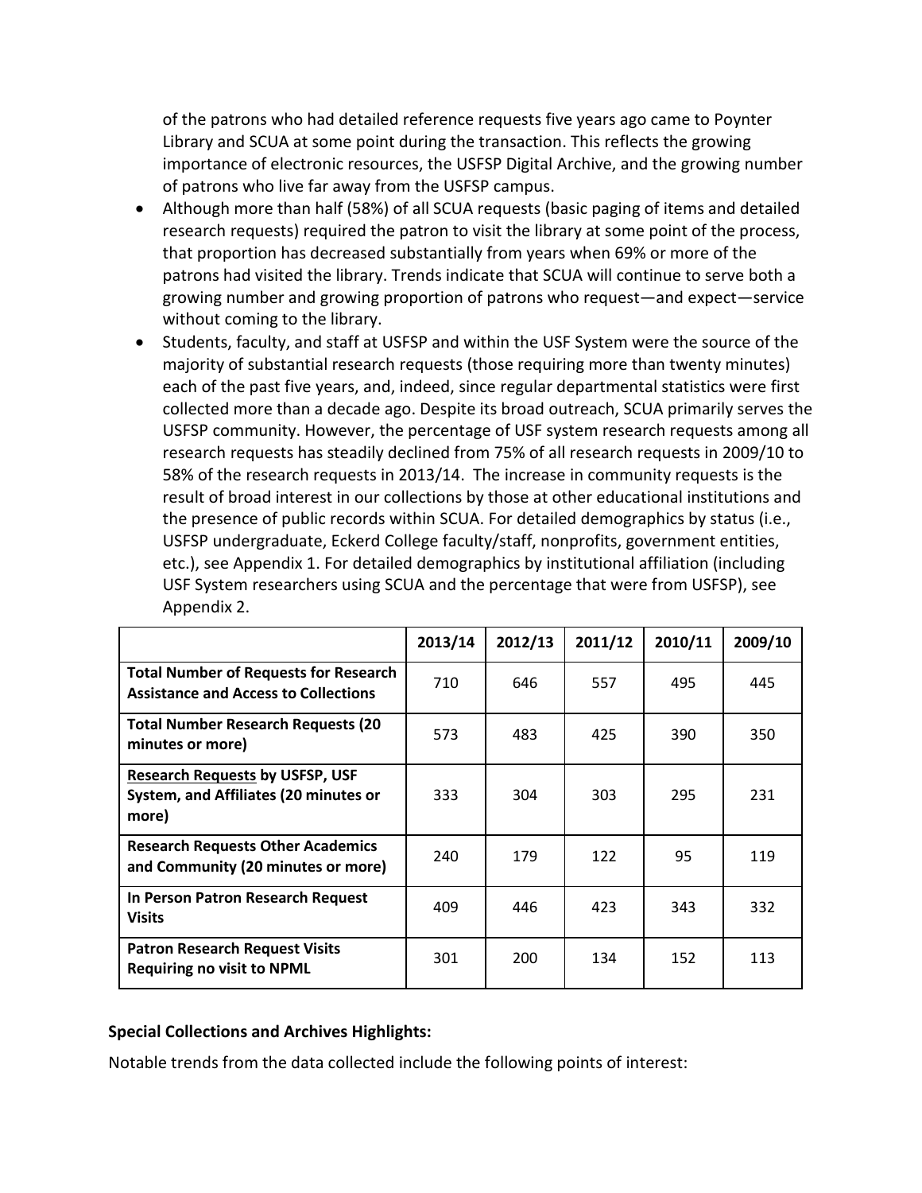of the patrons who had detailed reference requests five years ago came to Poynter Library and SCUA at some point during the transaction. This reflects the growing importance of electronic resources, the USFSP Digital Archive, and the growing number of patrons who live far away from the USFSP campus.

- Although more than half (58%) of all SCUA requests (basic paging of items and detailed research requests) required the patron to visit the library at some point of the process, that proportion has decreased substantially from years when 69% or more of the patrons had visited the library. Trends indicate that SCUA will continue to serve both a growing number and growing proportion of patrons who request—and expect—service without coming to the library.
- Students, faculty, and staff at USFSP and within the USF System were the source of the majority of substantial research requests (those requiring more than twenty minutes) each of the past five years, and, indeed, since regular departmental statistics were first collected more than a decade ago. Despite its broad outreach, SCUA primarily serves the USFSP community. However, the percentage of USF system research requests among all research requests has steadily declined from 75% of all research requests in 2009/10 to 58% of the research requests in 2013/14. The increase in community requests is the result of broad interest in our collections by those at other educational institutions and the presence of public records within SCUA. For detailed demographics by status (i.e., USFSP undergraduate, Eckerd College faculty/staff, nonprofits, government entities, etc.), see Appendix 1. For detailed demographics by institutional affiliation (including USF System researchers using SCUA and the percentage that were from USFSP), see Appendix 2.

| | 2013/14 | 2012/13 | 2011/12 | 2010/11 | 2009/10 |
|---|---|---|---|---|---|
| **Total Number of Requests for Research Assistance and Access to Collections** | 710 | 646 | 557 | 495 | 445 |
| **Total Number Research Requests (20 minutes or more)** | 573 | 483 | 425 | 390 | 350 |
| **Research Requests by USFSP, USF System, and Affiliates (20 minutes or more)** | 333 | 304 | 303 | 295 | 231 |
| **Research Requests Other Academics and Community (20 minutes or more)** | 240 | 179 | 122 | 95 | 119 |
| **In Person Patron Research Request Visits** | 409 | 446 | 423 | 343 | 332 |
| **Patron Research Request Visits Requiring no visit to NPML** | 301 | 200 | 134 | 152 | 113 |

**Special Collections and Archives Highlights:**

Notable trends from the data collected include the following points of interest: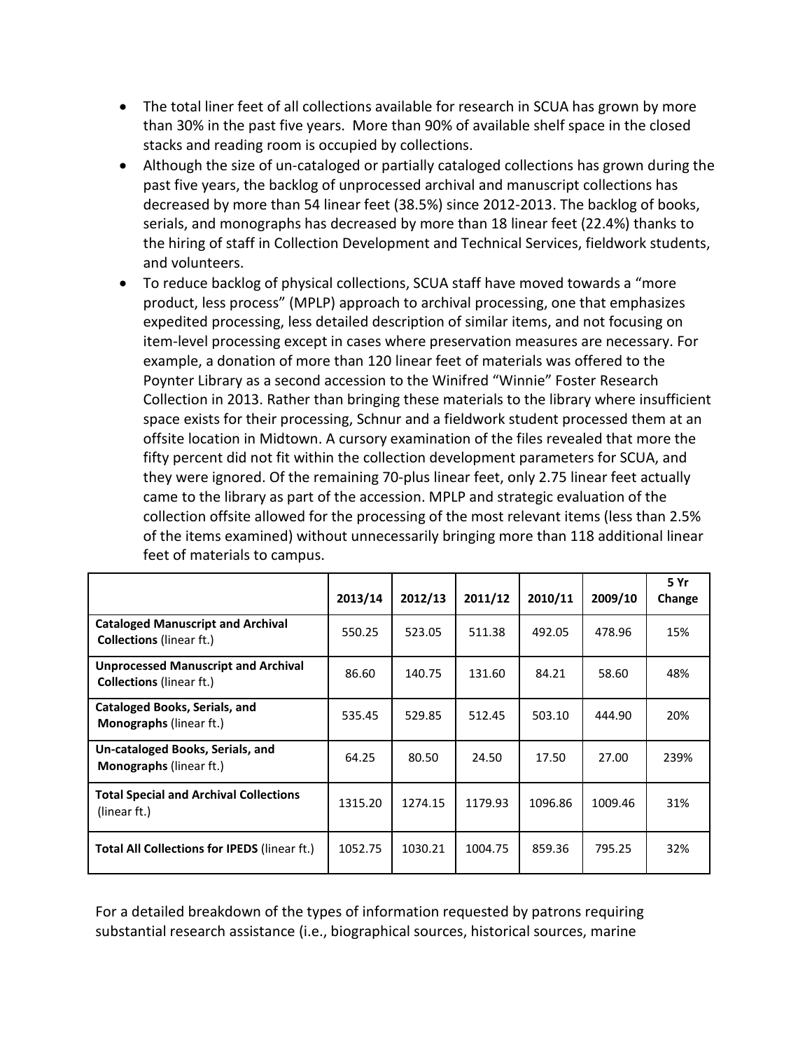- The total liner feet of all collections available for research in SCUA has grown by more than 30% in the past five years. More than 90% of available shelf space in the closed stacks and reading room is occupied by collections.
- Although the size of un-cataloged or partially cataloged collections has grown during the past five years, the backlog of unprocessed archival and manuscript collections has decreased by more than 54 linear feet (38.5%) since 2012-2013. The backlog of books, serials, and monographs has decreased by more than 18 linear feet (22.4%) thanks to the hiring of staff in Collection Development and Technical Services, fieldwork students, and volunteers.
- To reduce backlog of physical collections, SCUA staff have moved towards a "more product, less process" (MPLP) approach to archival processing, one that emphasizes expedited processing, less detailed description of similar items, and not focusing on item-level processing except in cases where preservation measures are necessary. For example, a donation of more than 120 linear feet of materials was offered to the Poynter Library as a second accession to the Winifred "Winnie" Foster Research Collection in 2013. Rather than bringing these materials to the library where insufficient space exists for their processing, Schnur and a fieldwork student processed them at an offsite location in Midtown. A cursory examination of the files revealed that more the fifty percent did not fit within the collection development parameters for SCUA, and they were ignored. Of the remaining 70-plus linear feet, only 2.75 linear feet actually came to the library as part of the accession. MPLP and strategic evaluation of the collection offsite allowed for the processing of the most relevant items (less than 2.5% of the items examined) without unnecessarily bringing more than 118 additional linear feet of materials to campus.

| | 2013/14 | 2012/13 | 2011/12 | 2010/11 | 2009/10 | 5 Yr Change |
|---|---|---|---|---|---|---|
| **Cataloged Manuscript and Archival Collections** (linear ft.) | 550.25 | 523.05 | 511.38 | 492.05 | 478.96 | 15% |
| **Unprocessed Manuscript and Archival Collections** (linear ft.) | 86.60 | 140.75 | 131.60 | 84.21 | 58.60 | 48% |
| **Cataloged Books, Serials, and Monographs** (linear ft.) | 535.45 | 529.85 | 512.45 | 503.10 | 444.90 | 20% |
| **Un-cataloged Books, Serials, and Monographs** (linear ft.) | 64.25 | 80.50 | 24.50 | 17.50 | 27.00 | 239% |
| **Total Special and Archival Collections** (linear ft.) | 1315.20 | 1274.15 | 1179.93 | 1096.86 | 1009.46 | 31% |
| **Total All Collections for IPEDS** (linear ft.) | 1052.75 | 1030.21 | 1004.75 | 859.36 | 795.25 | 32% |

For a detailed breakdown of the types of information requested by patrons requiring substantial research assistance (i.e., biographical sources, historical sources, marine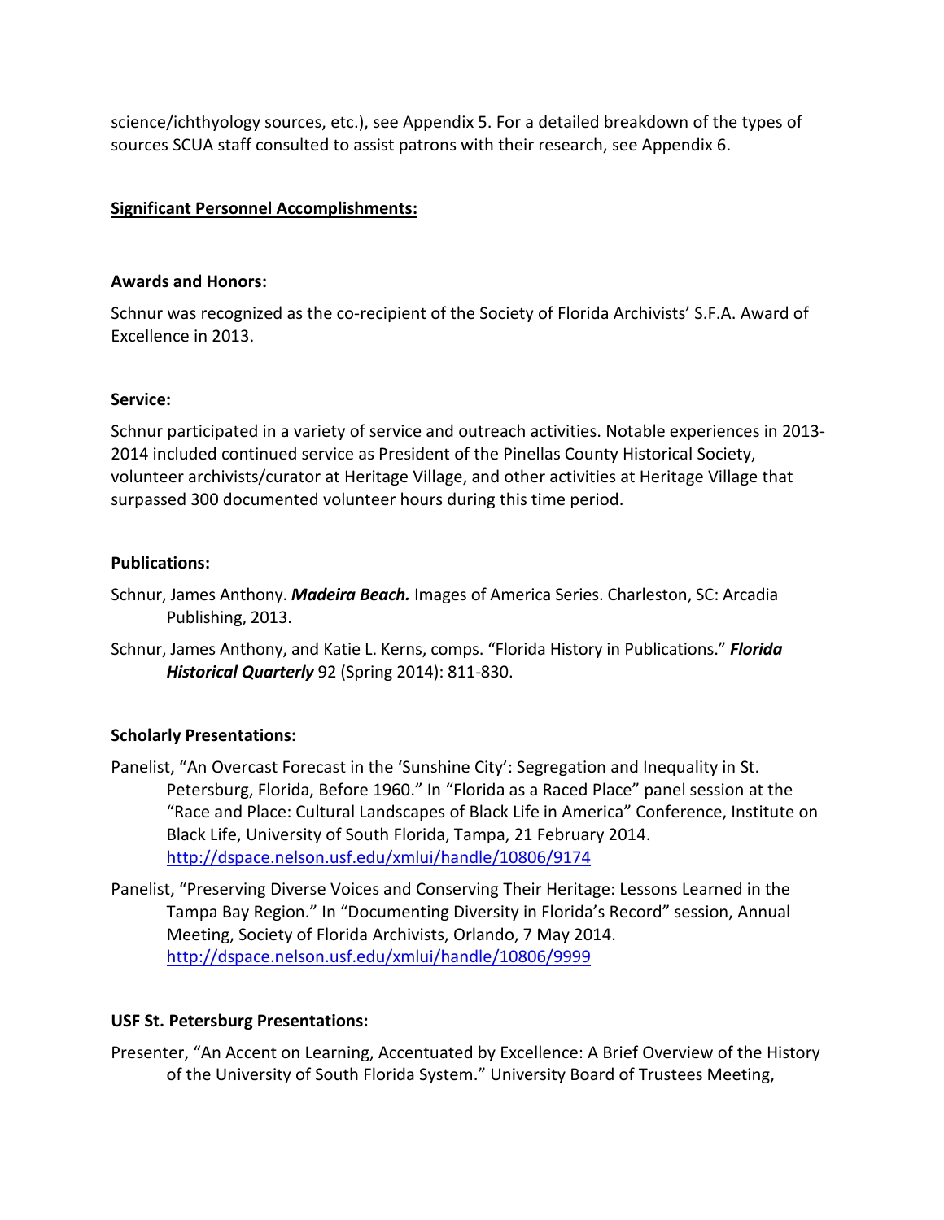science/ichthyology sources, etc.), see Appendix 5. For a detailed breakdown of the types of sources SCUA staff consulted to assist patrons with their research, see Appendix 6.

## Significant Personnel Accomplishments:

### Awards and Honors:

Schnur was recognized as the co-recipient of the Society of Florida Archivists' S.F.A. Award of Excellence in 2013.

### Service:

Schnur participated in a variety of service and outreach activities. Notable experiences in 2013-2014 included continued service as President of the Pinellas County Historical Society, volunteer archivists/curator at Heritage Village, and other activities at Heritage Village that surpassed 300 documented volunteer hours during this time period.

### Publications:

Schnur, James Anthony. ***Madeira Beach.*** Images of America Series. Charleston, SC: Arcadia Publishing, 2013.

Schnur, James Anthony, and Katie L. Kerns, comps. "Florida History in Publications." ***Florida Historical Quarterly*** 92 (Spring 2014): 811-830.

### Scholarly Presentations:

Panelist, "An Overcast Forecast in the 'Sunshine City': Segregation and Inequality in St. Petersburg, Florida, Before 1960." In "Florida as a Raced Place" panel session at the "Race and Place: Cultural Landscapes of Black Life in America" Conference, Institute on Black Life, University of South Florida, Tampa, 21 February 2014. http://dspace.nelson.usf.edu/xmlui/handle/10806/9174

Panelist, "Preserving Diverse Voices and Conserving Their Heritage: Lessons Learned in the Tampa Bay Region." In "Documenting Diversity in Florida's Record" session, Annual Meeting, Society of Florida Archivists, Orlando, 7 May 2014. http://dspace.nelson.usf.edu/xmlui/handle/10806/9999

### USF St. Petersburg Presentations:

Presenter, "An Accent on Learning, Accentuated by Excellence: A Brief Overview of the History of the University of South Florida System." University Board of Trustees Meeting,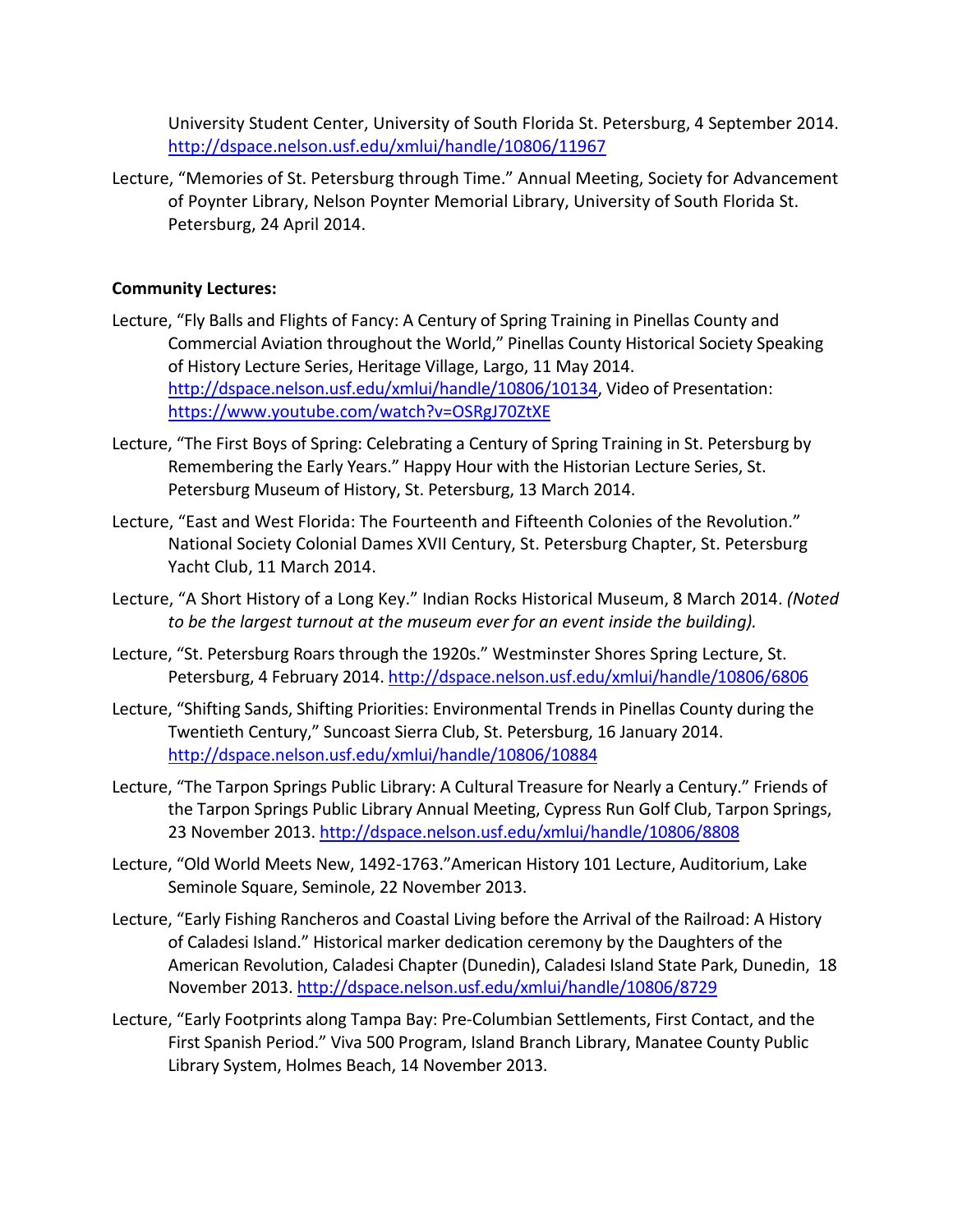University Student Center, University of South Florida St. Petersburg, 4 September 2014. http://dspace.nelson.usf.edu/xmlui/handle/10806/11967

Lecture, "Memories of St. Petersburg through Time." Annual Meeting, Society for Advancement of Poynter Library, Nelson Poynter Memorial Library, University of South Florida St. Petersburg, 24 April 2014.

**Community Lectures:**

Lecture, "Fly Balls and Flights of Fancy: A Century of Spring Training in Pinellas County and Commercial Aviation throughout the World," Pinellas County Historical Society Speaking of History Lecture Series, Heritage Village, Largo, 11 May 2014. http://dspace.nelson.usf.edu/xmlui/handle/10806/10134, Video of Presentation: https://www.youtube.com/watch?v=OSRgJ70ZtXE

Lecture, "The First Boys of Spring: Celebrating a Century of Spring Training in St. Petersburg by Remembering the Early Years." Happy Hour with the Historian Lecture Series, St. Petersburg Museum of History, St. Petersburg, 13 March 2014.

Lecture, "East and West Florida: The Fourteenth and Fifteenth Colonies of the Revolution." National Society Colonial Dames XVII Century, St. Petersburg Chapter, St. Petersburg Yacht Club, 11 March 2014.

Lecture, "A Short History of a Long Key." Indian Rocks Historical Museum, 8 March 2014. *(Noted to be the largest turnout at the museum ever for an event inside the building).*

Lecture, "St. Petersburg Roars through the 1920s." Westminster Shores Spring Lecture, St. Petersburg, 4 February 2014. http://dspace.nelson.usf.edu/xmlui/handle/10806/6806

Lecture, "Shifting Sands, Shifting Priorities: Environmental Trends in Pinellas County during the Twentieth Century," Suncoast Sierra Club, St. Petersburg, 16 January 2014. http://dspace.nelson.usf.edu/xmlui/handle/10806/10884

Lecture, "The Tarpon Springs Public Library: A Cultural Treasure for Nearly a Century." Friends of the Tarpon Springs Public Library Annual Meeting, Cypress Run Golf Club, Tarpon Springs, 23 November 2013. http://dspace.nelson.usf.edu/xmlui/handle/10806/8808

Lecture, "Old World Meets New, 1492-1763."American History 101 Lecture, Auditorium, Lake Seminole Square, Seminole, 22 November 2013.

Lecture, "Early Fishing Rancheros and Coastal Living before the Arrival of the Railroad: A History of Caladesi Island." Historical marker dedication ceremony by the Daughters of the American Revolution, Caladesi Chapter (Dunedin), Caladesi Island State Park, Dunedin, 18 November 2013. http://dspace.nelson.usf.edu/xmlui/handle/10806/8729

Lecture, "Early Footprints along Tampa Bay: Pre-Columbian Settlements, First Contact, and the First Spanish Period." Viva 500 Program, Island Branch Library, Manatee County Public Library System, Holmes Beach, 14 November 2013.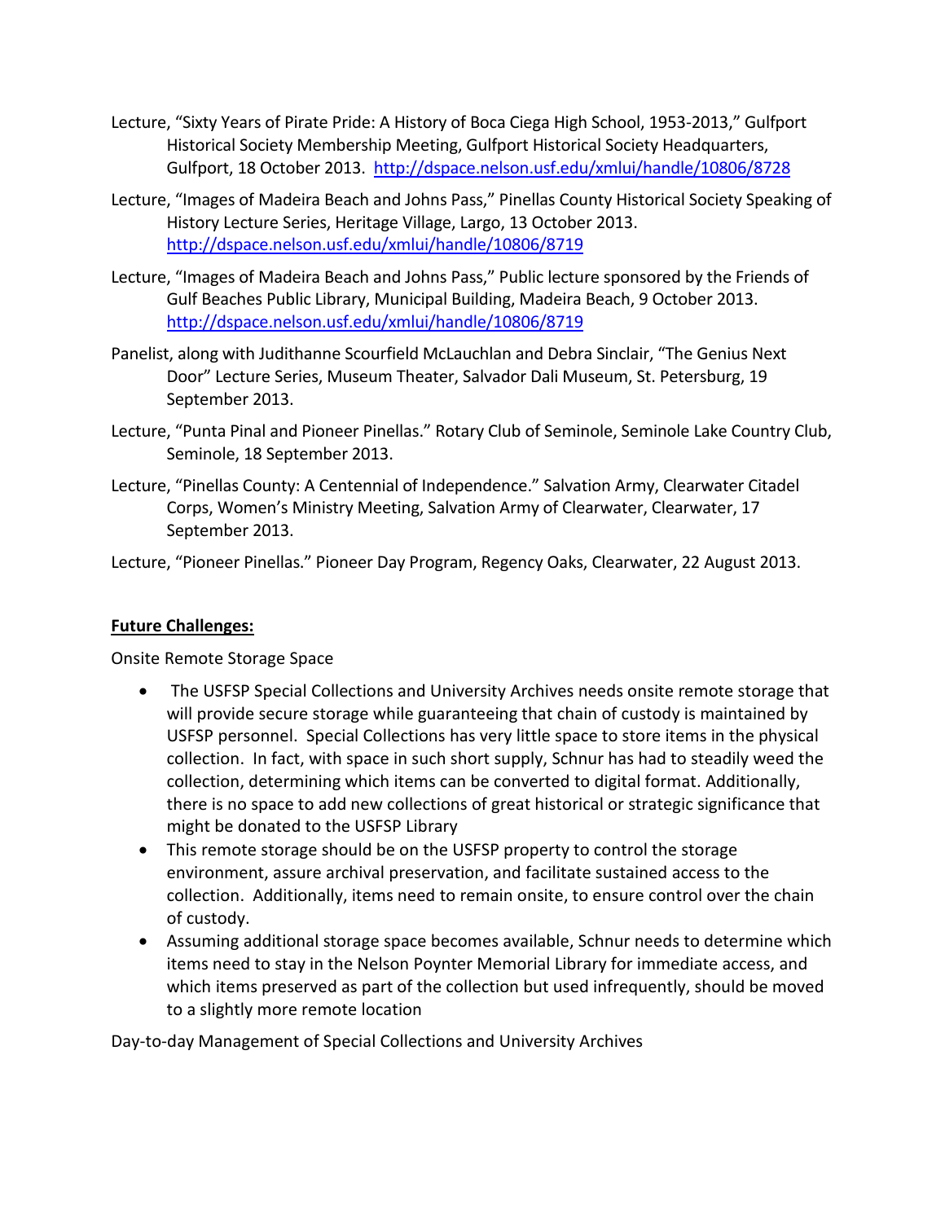Lecture, “Sixty Years of Pirate Pride: A History of Boca Ciega High School, 1953-2013,” Gulfport Historical Society Membership Meeting, Gulfport Historical Society Headquarters, Gulfport, 18 October 2013. http://dspace.nelson.usf.edu/xmlui/handle/10806/8728

Lecture, “Images of Madeira Beach and Johns Pass,” Pinellas County Historical Society Speaking of History Lecture Series, Heritage Village, Largo, 13 October 2013. http://dspace.nelson.usf.edu/xmlui/handle/10806/8719

Lecture, “Images of Madeira Beach and Johns Pass,” Public lecture sponsored by the Friends of Gulf Beaches Public Library, Municipal Building, Madeira Beach, 9 October 2013. http://dspace.nelson.usf.edu/xmlui/handle/10806/8719

Panelist, along with Judithanne Scourfield McLauchlan and Debra Sinclair, “The Genius Next Door” Lecture Series, Museum Theater, Salvador Dali Museum, St. Petersburg, 19 September 2013.

Lecture, “Punta Pinal and Pioneer Pinellas.” Rotary Club of Seminole, Seminole Lake Country Club, Seminole, 18 September 2013.

Lecture, “Pinellas County: A Centennial of Independence.” Salvation Army, Clearwater Citadel Corps, Women’s Ministry Meeting, Salvation Army of Clearwater, Clearwater, 17 September 2013.

Lecture, “Pioneer Pinellas.” Pioneer Day Program, Regency Oaks, Clearwater, 22 August 2013.

**Future Challenges:**

Onsite Remote Storage Space

- The USFSP Special Collections and University Archives needs onsite remote storage that will provide secure storage while guaranteeing that chain of custody is maintained by USFSP personnel. Special Collections has very little space to store items in the physical collection. In fact, with space in such short supply, Schnur has had to steadily weed the collection, determining which items can be converted to digital format. Additionally, there is no space to add new collections of great historical or strategic significance that might be donated to the USFSP Library
- This remote storage should be on the USFSP property to control the storage environment, assure archival preservation, and facilitate sustained access to the collection. Additionally, items need to remain onsite, to ensure control over the chain of custody.
- Assuming additional storage space becomes available, Schnur needs to determine which items need to stay in the Nelson Poynter Memorial Library for immediate access, and which items preserved as part of the collection but used infrequently, should be moved to a slightly more remote location

Day-to-day Management of Special Collections and University Archives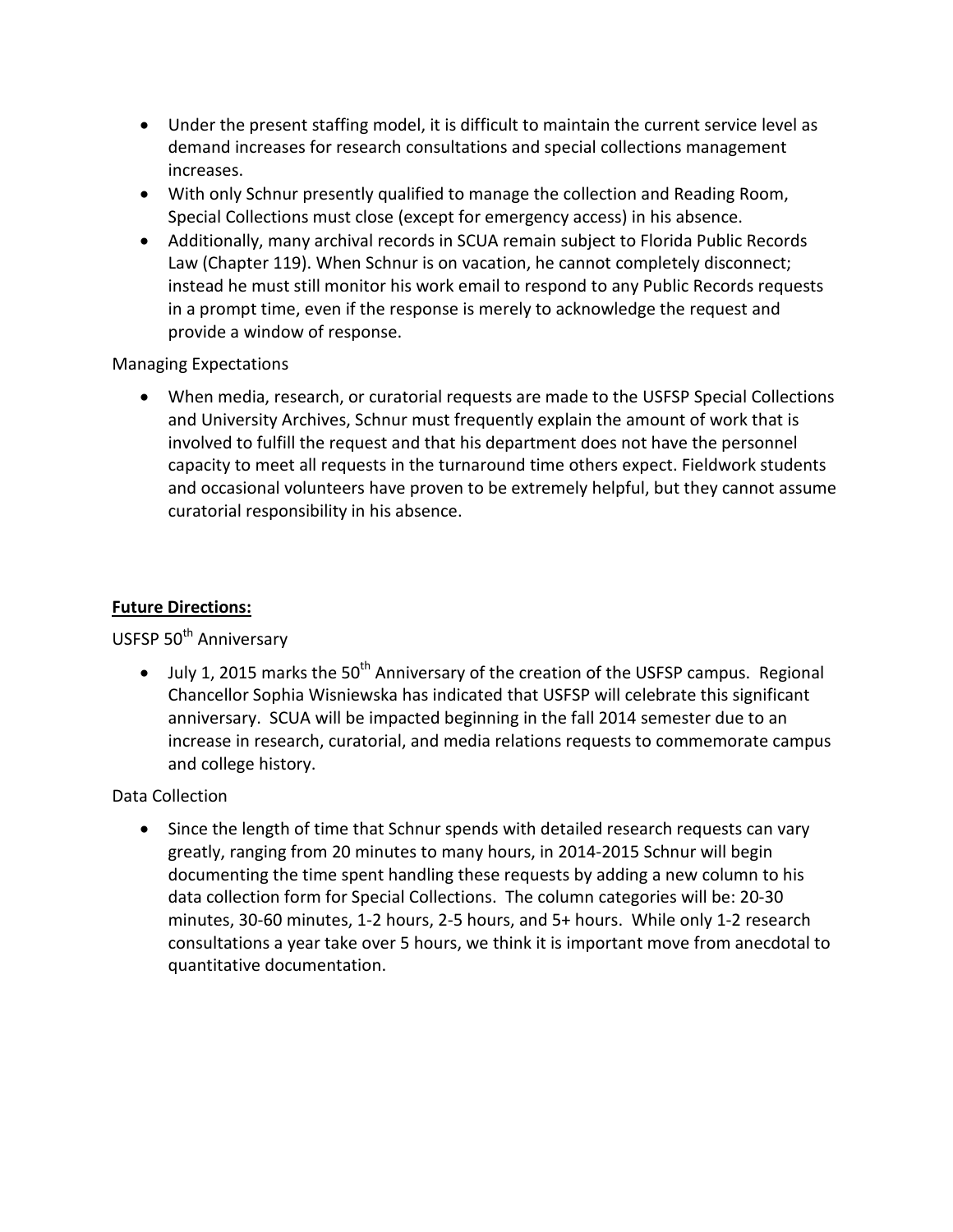- Under the present staffing model, it is difficult to maintain the current service level as demand increases for research consultations and special collections management increases.
- With only Schnur presently qualified to manage the collection and Reading Room, Special Collections must close (except for emergency access) in his absence.
- Additionally, many archival records in SCUA remain subject to Florida Public Records Law (Chapter 119). When Schnur is on vacation, he cannot completely disconnect; instead he must still monitor his work email to respond to any Public Records requests in a prompt time, even if the response is merely to acknowledge the request and provide a window of response.

Managing Expectations

- When media, research, or curatorial requests are made to the USFSP Special Collections and University Archives, Schnur must frequently explain the amount of work that is involved to fulfill the request and that his department does not have the personnel capacity to meet all requests in the turnaround time others expect. Fieldwork students and occasional volunteers have proven to be extremely helpful, but they cannot assume curatorial responsibility in his absence.

**Future Directions:**

USFSP 50th Anniversary

- July 1, 2015 marks the 50th Anniversary of the creation of the USFSP campus. Regional Chancellor Sophia Wisniewska has indicated that USFSP will celebrate this significant anniversary. SCUA will be impacted beginning in the fall 2014 semester due to an increase in research, curatorial, and media relations requests to commemorate campus and college history.

Data Collection

- Since the length of time that Schnur spends with detailed research requests can vary greatly, ranging from 20 minutes to many hours, in 2014-2015 Schnur will begin documenting the time spent handling these requests by adding a new column to his data collection form for Special Collections. The column categories will be: 20-30 minutes, 30-60 minutes, 1-2 hours, 2-5 hours, and 5+ hours. While only 1-2 research consultations a year take over 5 hours, we think it is important move from anecdotal to quantitative documentation.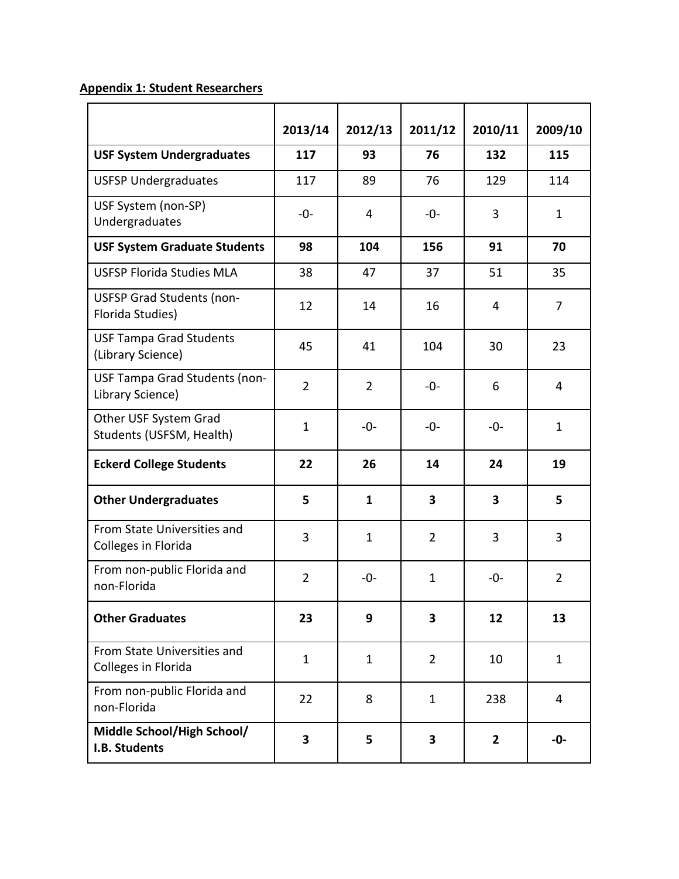**Appendix 1: Student Researchers**

| | 2013/14 | 2012/13 | 2011/12 | 2010/11 | 2009/10 |
|---|---|---|---|---|---|
| **USF System Undergraduates** | **117** | **93** | **76** | **132** | **115** |
| USFSP Undergraduates | 117 | 89 | 76 | 129 | 114 |
| USF System (non-SP) Undergraduates | -0- | 4 | -0- | 3 | 1 |
| **USF System Graduate Students** | **98** | **104** | **156** | **91** | **70** |
| USFSP Florida Studies MLA | 38 | 47 | 37 | 51 | 35 |
| USFSP Grad Students (non-Florida Studies) | 12 | 14 | 16 | 4 | 7 |
| USF Tampa Grad Students (Library Science) | 45 | 41 | 104 | 30 | 23 |
| USF Tampa Grad Students (non-Library Science) | 2 | 2 | -0- | 6 | 4 |
| Other USF System Grad Students (USFSM, Health) | 1 | -0- | -0- | -0- | 1 |
| **Eckerd College Students** | **22** | **26** | **14** | **24** | **19** |
| **Other Undergraduates** | **5** | **1** | **3** | **3** | **5** |
| From State Universities and Colleges in Florida | 3 | 1 | 2 | 3 | 3 |
| From non-public Florida and non-Florida | 2 | -0- | 1 | -0- | 2 |
| **Other Graduates** | **23** | **9** | **3** | **12** | **13** |
| From State Universities and Colleges in Florida | 1 | 1 | 2 | 10 | 1 |
| From non-public Florida and non-Florida | 22 | 8 | 1 | 238 | 4 |
| **Middle School/High School/ I.B. Students** | **3** | **5** | **3** | **2** | **-0-** |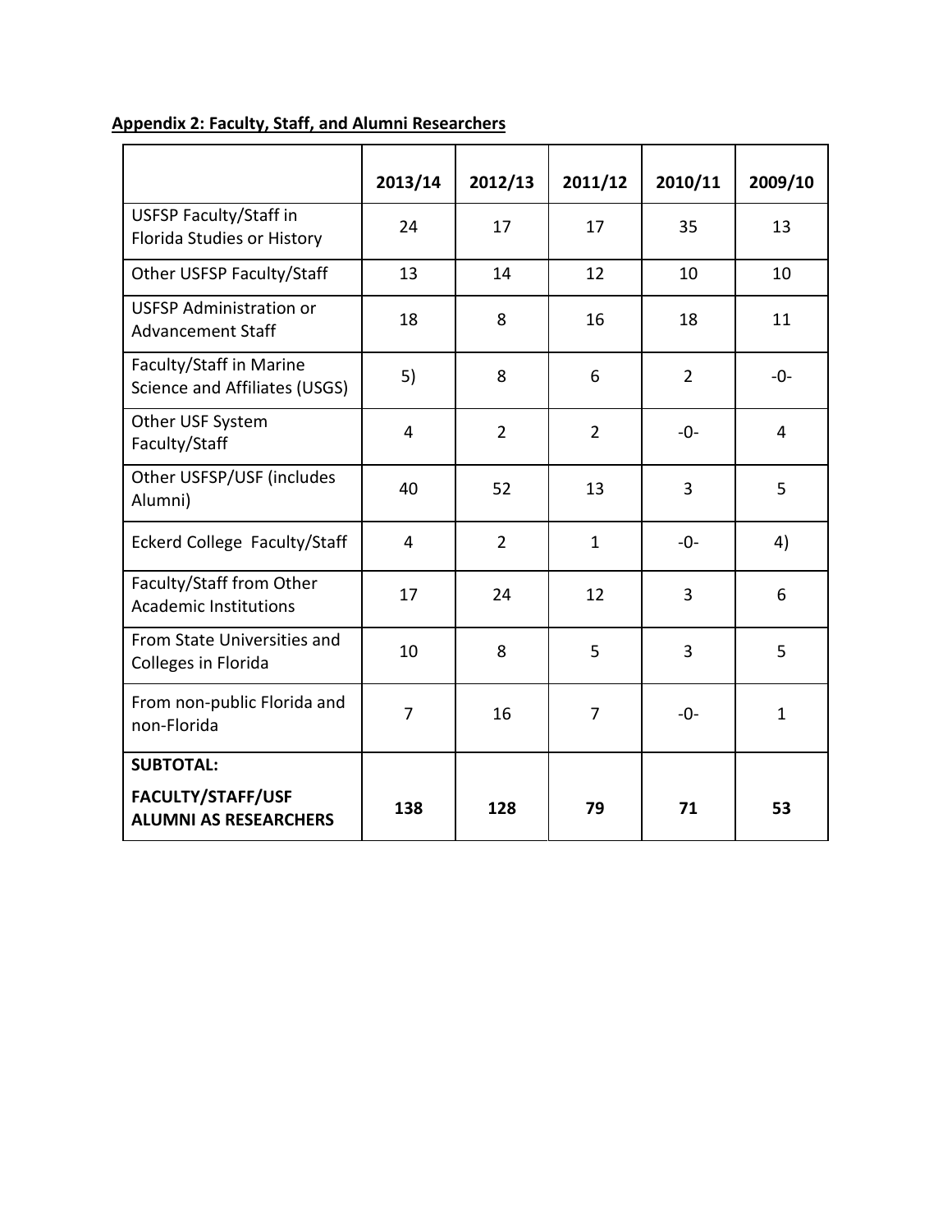**Appendix 2: Faculty, Staff, and Alumni Researchers**

| | 2013/14 | 2012/13 | 2011/12 | 2010/11 | 2009/10 |
|---|---|---|---|---|---|
| USFSP Faculty/Staff in Florida Studies or History | 24 | 17 | 17 | 35 | 13 |
| Other USFSP Faculty/Staff | 13 | 14 | 12 | 10 | 10 |
| USFSP Administration or Advancement Staff | 18 | 8 | 16 | 18 | 11 |
| Faculty/Staff in Marine Science and Affiliates (USGS) | 5) | 8 | 6 | 2 | -0- |
| Other USF System Faculty/Staff | 4 | 2 | 2 | -0- | 4 |
| Other USFSP/USF (includes Alumni) | 40 | 52 | 13 | 3 | 5 |
| Eckerd College Faculty/Staff | 4 | 2 | 1 | -0- | 4) |
| Faculty/Staff from Other Academic Institutions | 17 | 24 | 12 | 3 | 6 |
| From State Universities and Colleges in Florida | 10 | 8 | 5 | 3 | 5 |
| From non-public Florida and non-Florida | 7 | 16 | 7 | -0- | 1 |
| **SUBTOTAL: FACULTY/STAFF/USF ALUMNI AS RESEARCHERS** | **138** | **128** | **79** | **71** | **53** |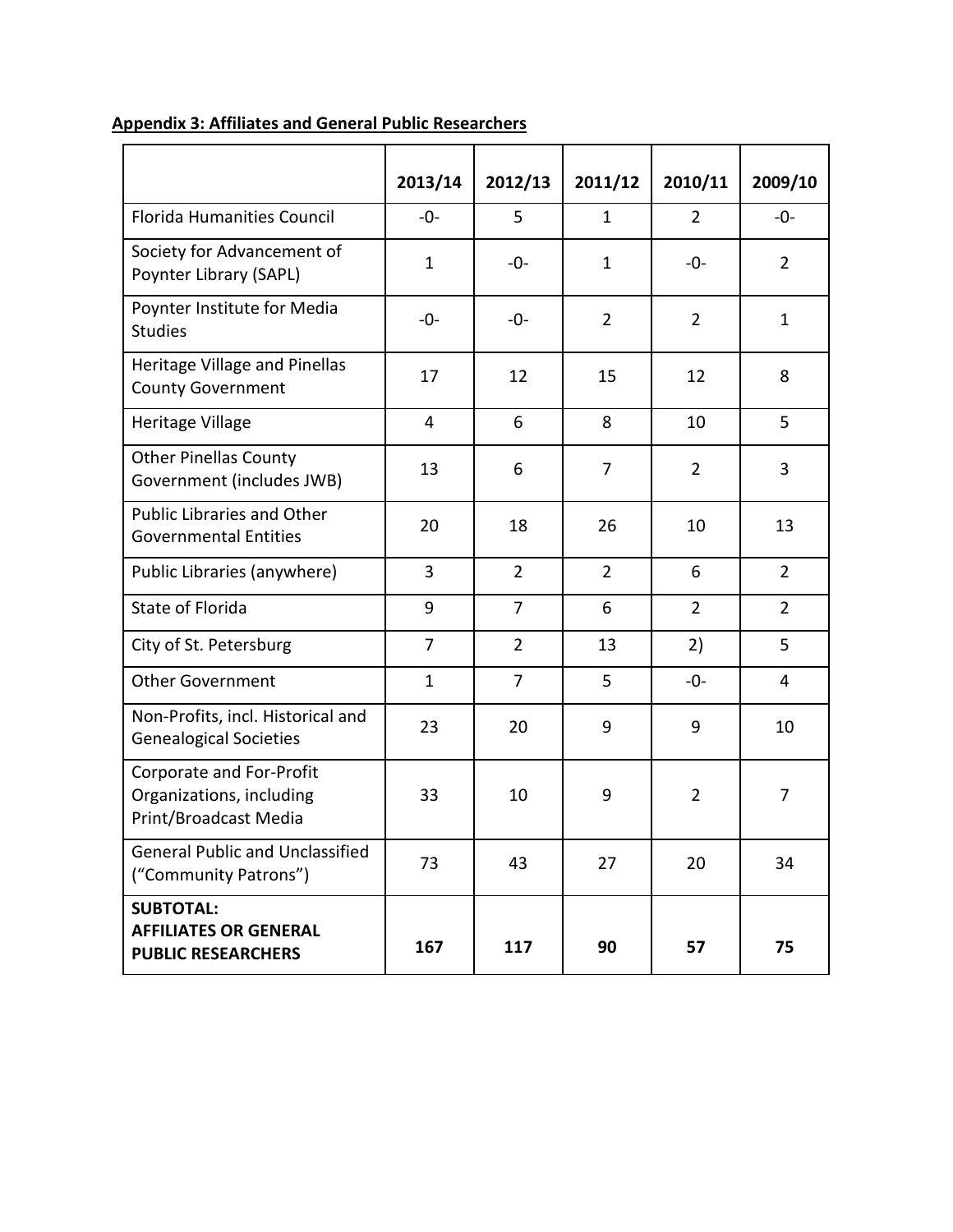**Appendix 3: Affiliates and General Public Researchers**

| | 2013/14 | 2012/13 | 2011/12 | 2010/11 | 2009/10 |
|---|---|---|---|---|---|
| Florida Humanities Council | -0- | 5 | 1 | 2 | -0- |
| Society for Advancement of Poynter Library (SAPL) | 1 | -0- | 1 | -0- | 2 |
| Poynter Institute for Media Studies | -0- | -0- | 2 | 2 | 1 |
| Heritage Village and Pinellas County Government | 17 | 12 | 15 | 12 | 8 |
| Heritage Village | 4 | 6 | 8 | 10 | 5 |
| Other Pinellas County Government (includes JWB) | 13 | 6 | 7 | 2 | 3 |
| Public Libraries and Other Governmental Entities | 20 | 18 | 26 | 10 | 13 |
| Public Libraries (anywhere) | 3 | 2 | 2 | 6 | 2 |
| State of Florida | 9 | 7 | 6 | 2 | 2 |
| City of St. Petersburg | 7 | 2 | 13 | 2) | 5 |
| Other Government | 1 | 7 | 5 | -0- | 4 |
| Non-Profits, incl. Historical and Genealogical Societies | 23 | 20 | 9 | 9 | 10 |
| Corporate and For-Profit Organizations, including Print/Broadcast Media | 33 | 10 | 9 | 2 | 7 |
| General Public and Unclassified ("Community Patrons") | 73 | 43 | 27 | 20 | 34 |
| **SUBTOTAL: AFFILIATES OR GENERAL PUBLIC RESEARCHERS** | **167** | **117** | **90** | **57** | **75** |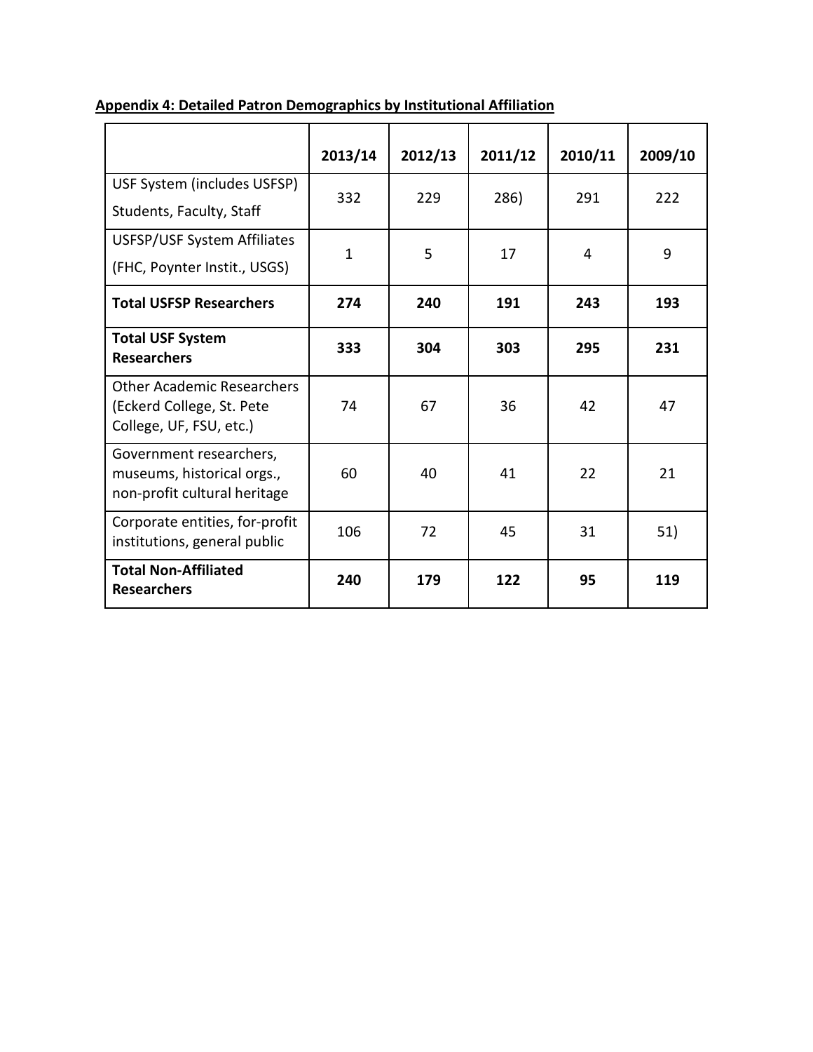**Appendix 4: Detailed Patron Demographics by Institutional Affiliation**

| | 2013/14 | 2012/13 | 2011/12 | 2010/11 | 2009/10 |
|---|---|---|---|---|---|
| USF System (includes USFSP) Students, Faculty, Staff | 332 | 229 | 286) | 291 | 222 |
| USFSP/USF System Affiliates (FHC, Poynter Instit., USGS) | 1 | 5 | 17 | 4 | 9 |
| **Total USFSP Researchers** | **274** | **240** | **191** | **243** | **193** |
| **Total USF System Researchers** | **333** | **304** | **303** | **295** | **231** |
| Other Academic Researchers (Eckerd College, St. Pete College, UF, FSU, etc.) | 74 | 67 | 36 | 42 | 47 |
| Government researchers, museums, historical orgs., non-profit cultural heritage | 60 | 40 | 41 | 22 | 21 |
| Corporate entities, for-profit institutions, general public | 106 | 72 | 45 | 31 | 51) |
| **Total Non-Affiliated Researchers** | **240** | **179** | **122** | **95** | **119** |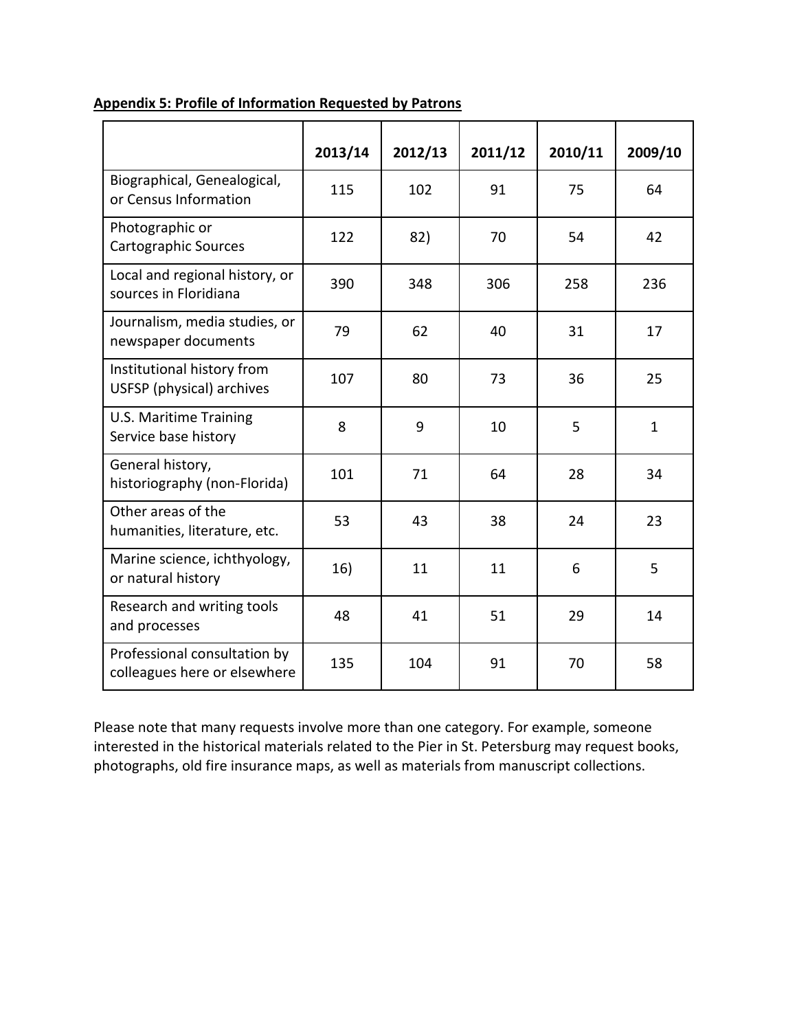**Appendix 5: Profile of Information Requested by Patrons**

| | 2013/14 | 2012/13 | 2011/12 | 2010/11 | 2009/10 |
|---|---|---|---|---|---|
| Biographical, Genealogical, or Census Information | 115 | 102 | 91 | 75 | 64 |
| Photographic or Cartographic Sources | 122 | 82) | 70 | 54 | 42 |
| Local and regional history, or sources in Floridiana | 390 | 348 | 306 | 258 | 236 |
| Journalism, media studies, or newspaper documents | 79 | 62 | 40 | 31 | 17 |
| Institutional history from USFSP (physical) archives | 107 | 80 | 73 | 36 | 25 |
| U.S. Maritime Training Service base history | 8 | 9 | 10 | 5 | 1 |
| General history, historiography (non-Florida) | 101 | 71 | 64 | 28 | 34 |
| Other areas of the humanities, literature, etc. | 53 | 43 | 38 | 24 | 23 |
| Marine science, ichthyology, or natural history | 16) | 11 | 11 | 6 | 5 |
| Research and writing tools and processes | 48 | 41 | 51 | 29 | 14 |
| Professional consultation by colleagues here or elsewhere | 135 | 104 | 91 | 70 | 58 |

Please note that many requests involve more than one category. For example, someone interested in the historical materials related to the Pier in St. Petersburg may request books, photographs, old fire insurance maps, as well as materials from manuscript collections.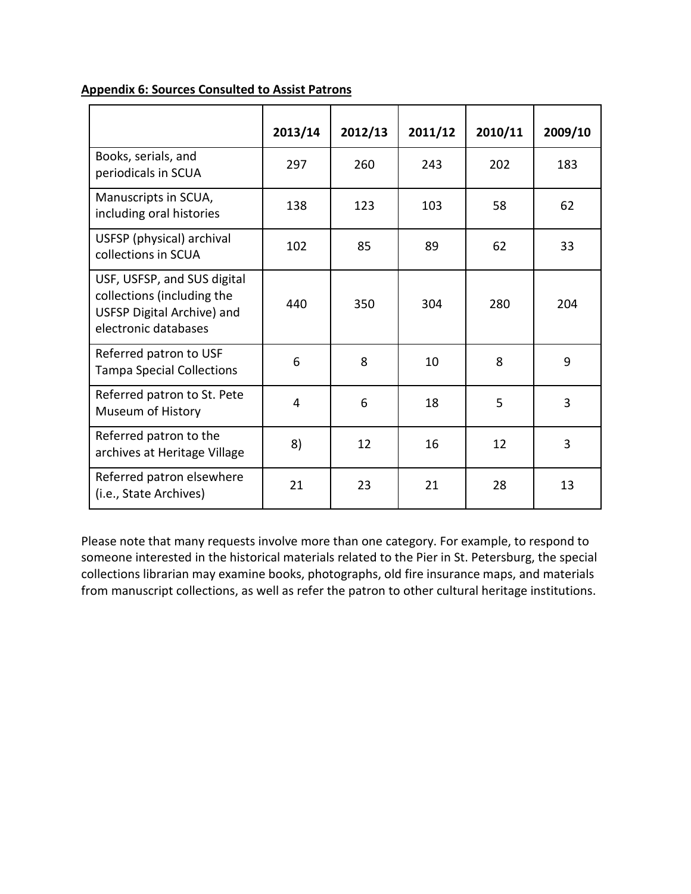**Appendix 6: Sources Consulted to Assist Patrons**

| | 2013/14 | 2012/13 | 2011/12 | 2010/11 | 2009/10 |
|---|---|---|---|---|---|
| Books, serials, and periodicals in SCUA | 297 | 260 | 243 | 202 | 183 |
| Manuscripts in SCUA, including oral histories | 138 | 123 | 103 | 58 | 62 |
| USFSP (physical) archival collections in SCUA | 102 | 85 | 89 | 62 | 33 |
| USF, USFSP, and SUS digital collections (including the USFSP Digital Archive) and electronic databases | 440 | 350 | 304 | 280 | 204 |
| Referred patron to USF Tampa Special Collections | 6 | 8 | 10 | 8 | 9 |
| Referred patron to St. Pete Museum of History | 4 | 6 | 18 | 5 | 3 |
| Referred patron to the archives at Heritage Village | 8) | 12 | 16 | 12 | 3 |
| Referred patron elsewhere (i.e., State Archives) | 21 | 23 | 21 | 28 | 13 |

Please note that many requests involve more than one category. For example, to respond to someone interested in the historical materials related to the Pier in St. Petersburg, the special collections librarian may examine books, photographs, old fire insurance maps, and materials from manuscript collections, as well as refer the patron to other cultural heritage institutions.